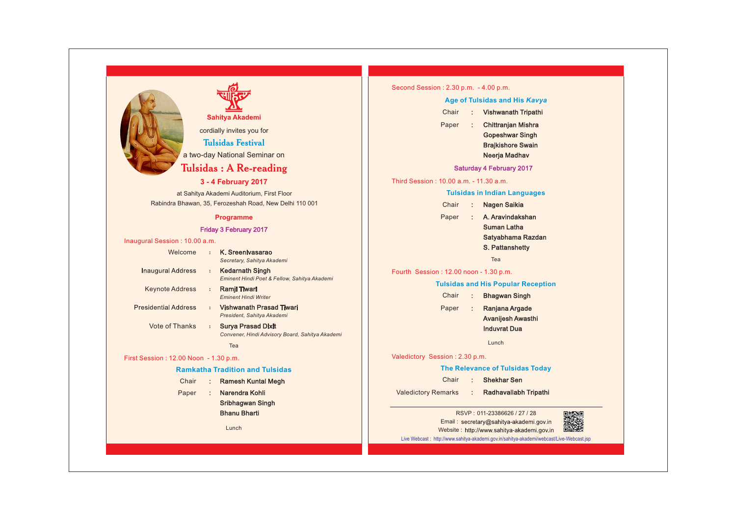**Sahitya Akademi**

cordially invites you for

## Tulsidas Festival

a two-day National Seminar on

# Tulsidas : A Re-reading

**3 - 4 February 2017**

at Sahitya Akademi Auditorium, First Floor
Rabindra Bhawan, 35, Ferozeshah Road, New Delhi 110 001

## Programme

### Friday 3 February 2017

**Inaugural Session : 10.00 a.m.**

Welcome : **K. Sreenivasarao**
*Secretary, Sahitya Akademi*

Inaugural Address : **Kedarnath Singh**
*Eminent Hindi Poet & Fellow, Sahitya Akademi*

Keynote Address : **Ramji Tiwari**
*Eminent Hindi Writer*

Presidential Address : **Vishwanath Prasad Tiwari**
*President, Sahitya Akademi*

Vote of Thanks : **Surya Prasad Dixit**
*Convener, Hindi Advisory Board, Sahitya Akademi*

Tea

**First Session : 12.00 Noon - 1.30 p.m.**

**Ramkatha Tradition and Tulsidas**

Chair : **Ramesh Kuntal Megh**

Paper : **Narendra Kohli**
**Sribhagwan Singh**
**Bhanu Bharti**

Lunch

**Second Session : 2.30 p.m. - 4.00 p.m.**

**Age of Tulsidas and His *Kavya***

Chair : **Vishwanath Tripathi**

Paper : **Chittranjan Mishra**
**Gopeshwar Singh**
**Brajkishore Swain**
**Neerja Madhav**

### Saturday 4 February 2017

**Third Session : 10.00 a.m. - 11.30 a.m.**

**Tulsidas in Indian Languages**

Chair : **Nagen Saikia**

Paper : **A. Aravindakshan**
**Suman Latha**
**Satyabhama Razdan**
**S. Pattanshetty**

Tea

**Fourth Session : 12.00 noon - 1.30 p.m.**

**Tulsidas and His Popular Reception**

Chair : **Bhagwan Singh**

Paper : **Ranjana Argade**
**Avanijesh Awasthi**
**Induvrat Dua**

Lunch

**Valedictory Session : 2.30 p.m.**

**The Relevance of Tulsidas Today**

Chair : **Shekhar Sen**

Valedictory Remarks : **Radhavallabh Tripathi**

---

RSVP : 011-23386626 / 27 / 28
Email : secretary@sahitya-akademi.gov.in
Website : http://www.sahitya-akademi.gov.in
Live Webcast : http://www.sahitya-akademi.gov.in/sahitya-akademi/webcast/Live-Webcast.jsp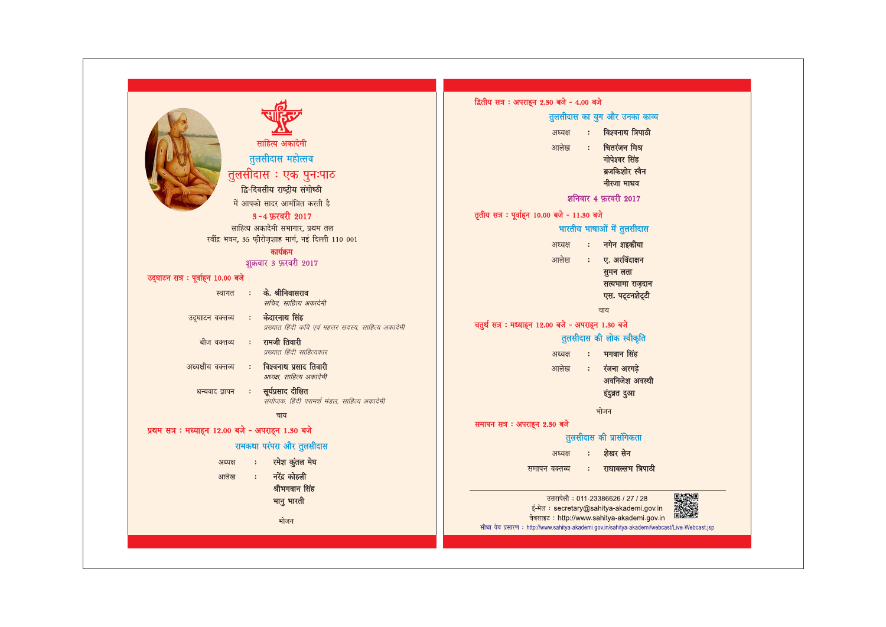साहित्य अकादेमी

## तुलसीदास महोत्सव

# तुलसीदास : एक पुनःपाठ

द्वि-दिवसीय राष्ट्रीय संगोष्ठी

में आपको सादर आमंत्रित करती है

**3 - 4 फ़रवरी 2017**

साहित्य अकादेमी सभागार, प्रथम तल
रवींद्र भवन, 35 फ़ीरोज़शाह मार्ग, नई दिल्ली 110 001

**कार्यक्रम**

**शुक्रवार 3 फ़रवरी 2017**

**उद्घाटन सत्र : पूर्वाह्न 10.00 बजे**

स्वागत : **के. श्रीनिवासराव**
*सचिव, साहित्य अकादेमी*

उद्घाटन वक्तव्य : **केदारनाथ सिंह**
*प्रख्यात हिंदी कवि एवं महत्तर सदस्य, साहित्य अकादेमी*

बीज वक्तव्य : **रामजी तिवारी**
*प्रख्यात हिंदी साहित्यकार*

अध्यक्षीय वक्तव्य : **विश्वनाथ प्रसाद तिवारी**
*अध्यक्ष, साहित्य अकादेमी*

धन्यवाद ज्ञापन : **सूर्यप्रसाद दीक्षित**
*संयोजक, हिंदी परामर्श मंडल, साहित्य अकादेमी*

चाय

**प्रथम सत्र : मध्याह्न 12.00 बजे - अपराह्न 1.30 बजे**

**रामकथा परंपरा और तुलसीदास**

अध्यक्ष : **रमेश कुंतल मेघ**

आलेख : **नरेंद्र कोहली**
**श्रीभगवान सिंह**
**भानु भारती**

भोजन

**द्वितीय सत्र : अपराह्न 2.30 बजे - 4.00 बजे**

**तुलसीदास का युग और उनका काव्य**

अध्यक्ष : **विश्वनाथ त्रिपाठी**

आलेख : **चितरंजन मिश्र**
**गोपेश्वर सिंह**
**ब्रजकिशोर स्वैन**
**नीरजा माधव**

**शनिवार 4 फ़रवरी 2017**

**तृतीय सत्र : पूर्वाह्न 10.00 बजे - 11.30 बजे**

**भारतीय भाषाओं में तुलसीदास**

अध्यक्ष : **नगेन शइकीया**

आलेख : **ए. अरविंदाक्षन**
**सुमन लता**
**सत्यभामा राज़दान**
**एस. पट्टनशेट्टी**

चाय

**चतुर्थ सत्र : मध्याह्न 12.00 बजे - अपराह्न 1.30 बजे**

**तुलसीदास की लोक स्वीकृति**

अध्यक्ष : **भगवान सिंह**

आलेख : **रंजना अरगड़े**
**अवनिजेश अवस्थी**
**इंदुव्रत दुआ**

भोजन

**समापन सत्र : अपराह्न 2.30 बजे**

**तुलसीदास की प्रासंगिकता**

अध्यक्ष : **शेखर सेन**

समापन वक्तव्य : **राधावल्लभ त्रिपाठी**

---

उत्तरापेक्षी : 011-23386626 / 27 / 28
ई-मेल : secretary@sahitya-akademi.gov.in
वेबसाइट : http://www.sahitya-akademi.gov.in
सीधा वेब प्रसारण : http://www.sahitya-akademi.gov.in/sahitya-akademi/webcast/Live-Webcast.jsp